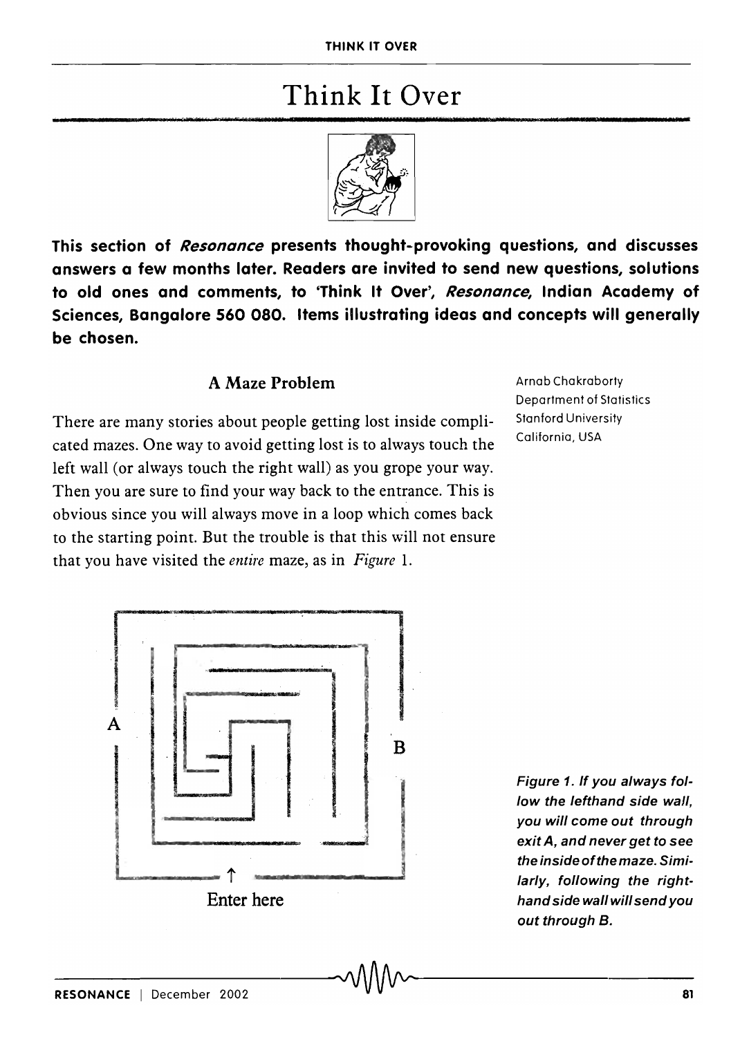# Think It Over

**This section of *Resonance* presents thought-provoking questions, and discusses answers a few months later. Readers are invited to send new questions, solutions to old ones and comments, to 'Think It Over', *Resonance*, Indian Academy of Sciences, Bangalore 560 080. Items illustrating ideas and concepts will generally be chosen.**

## A Maze Problem

Arnab Chakraborty
Department of Statistics
Stanford University
California, USA

There are many stories about people getting lost inside complicated mazes. One way to avoid getting lost is to always touch the left wall (or always touch the right wall) as you grope your way. Then you are sure to find your way back to the entrance. This is obvious since you will always move in a loop which comes back to the starting point. But the trouble is that this will not ensure that you have visited the *entire* maze, as in *Figure* 1.

A

B

Enter here

*Figure 1. If you always follow the lefthand side wall, you will come out through exit A, and never get to see the inside of the maze. Similarly, following the righthand side wall will send you out through B.*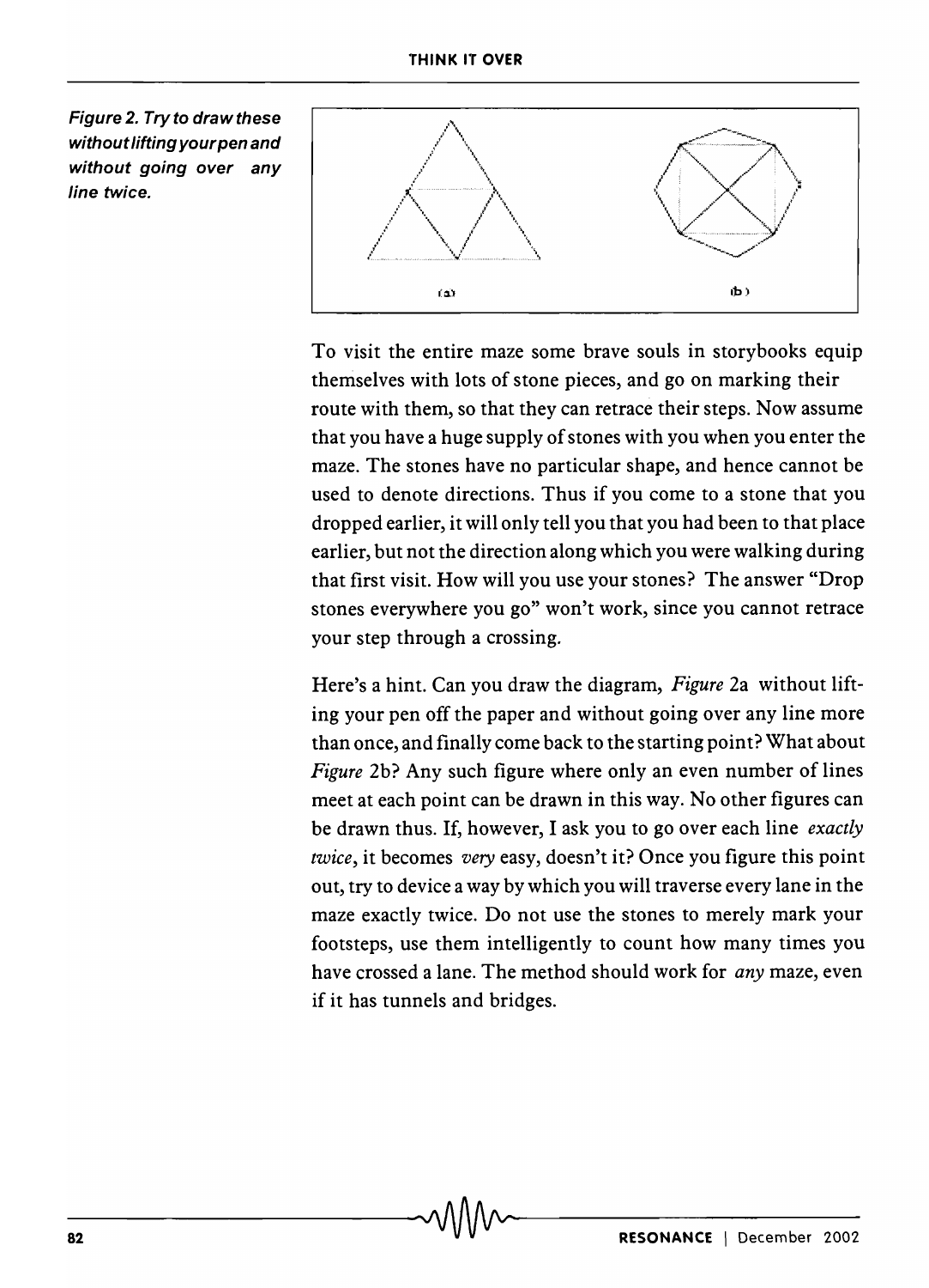*Figure 2. Try to draw these without lifting your pen and without going over any line twice.*

(a) (b)

To visit the entire maze some brave souls in storybooks equip themselves with lots of stone pieces, and go on marking their route with them, so that they can retrace their steps. Now assume that you have a huge supply of stones with you when you enter the maze. The stones have no particular shape, and hence cannot be used to denote directions. Thus if you come to a stone that you dropped earlier, it will only tell you that you had been to that place earlier, but not the direction along which you were walking during that first visit. How will you use your stones? The answer "Drop stones everywhere you go" won't work, since you cannot retrace your step through a crossing.

Here's a hint. Can you draw the diagram, *Figure* 2a without lifting your pen off the paper and without going over any line more than once, and finally come back to the starting point? What about *Figure* 2b? Any such figure where only an even number of lines meet at each point can be drawn in this way. No other figures can be drawn thus. If, however, I ask you to go over each line *exactly twice*, it becomes *very* easy, doesn't it? Once you figure this point out, try to device a way by which you will traverse every lane in the maze exactly twice. Do not use the stones to merely mark your footsteps, use them intelligently to count how many times you have crossed a lane. The method should work for *any* maze, even if it has tunnels and bridges.